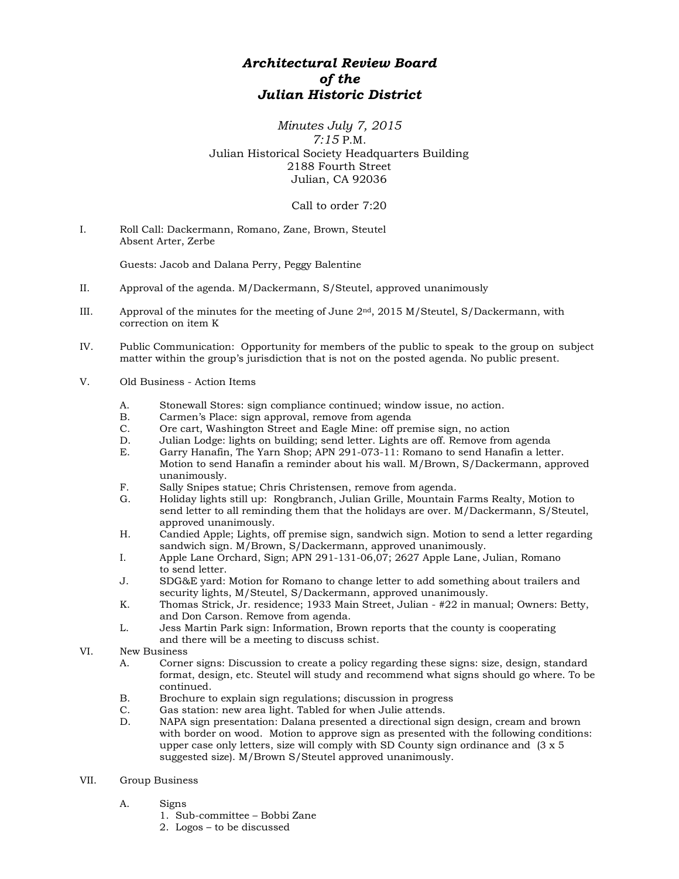# *Architectural Review Board of the Julian Historic District*

*Minutes July 7, 2015*
*7:15* P.M.
Julian Historical Society Headquarters Building
2188 Fourth Street
Julian, CA 92036

Call to order 7:20

I. Roll Call: Dackermann, Romano, Zane, Brown, Steutel
Absent Arter, Zerbe

Guests: Jacob and Dalana Perry, Peggy Balentine

II. Approval of the agenda. M/Dackermann, S/Steutel, approved unanimously

III. Approval of the minutes for the meeting of June 2nd, 2015 M/Steutel, S/Dackermann, with correction on item K

IV. Public Communication: Opportunity for members of the public to speak to the group on subject matter within the group's jurisdiction that is not on the posted agenda. No public present.

V. Old Business - Action Items

   A. Stonewall Stores: sign compliance continued; window issue, no action.
   B. Carmen's Place: sign approval, remove from agenda
   C. Ore cart, Washington Street and Eagle Mine: off premise sign, no action
   D. Julian Lodge: lights on building; send letter. Lights are off. Remove from agenda
   E. Garry Hanafin, The Yarn Shop; APN 291-073-11: Romano to send Hanafin a letter. Motion to send Hanafin a reminder about his wall. M/Brown, S/Dackermann, approved unanimously.
   F. Sally Snipes statue; Chris Christensen, remove from agenda.
   G. Holiday lights still up: Rongbranch, Julian Grille, Mountain Farms Realty, Motion to send letter to all reminding them that the holidays are over. M/Dackermann, S/Steutel, approved unanimously.
   H. Candied Apple; Lights, off premise sign, sandwich sign. Motion to send a letter regarding sandwich sign. M/Brown, S/Dackermann, approved unanimously.
   I. Apple Lane Orchard, Sign; APN 291-131-06,07; 2627 Apple Lane, Julian, Romano to send letter.
   J. SDG&E yard: Motion for Romano to change letter to add something about trailers and security lights, M/Steutel, S/Dackermann, approved unanimously.
   K. Thomas Strick, Jr. residence; 1933 Main Street, Julian - #22 in manual; Owners: Betty, and Don Carson. Remove from agenda.
   L. Jess Martin Park sign: Information, Brown reports that the county is cooperating and there will be a meeting to discuss schist.

VI. New Business

   A. Corner signs: Discussion to create a policy regarding these signs: size, design, standard format, design, etc. Steutel will study and recommend what signs should go where. To be continued.
   B. Brochure to explain sign regulations; discussion in progress
   C. Gas station: new area light. Tabled for when Julie attends.
   D. NAPA sign presentation: Dalana presented a directional sign design, cream and brown with border on wood. Motion to approve sign as presented with the following conditions: upper case only letters, size will comply with SD County sign ordinance and (3 x 5 suggested size). M/Brown S/Steutel approved unanimously.

VII. Group Business

   A. Signs
      1. Sub-committee – Bobbi Zane
      2. Logos – to be discussed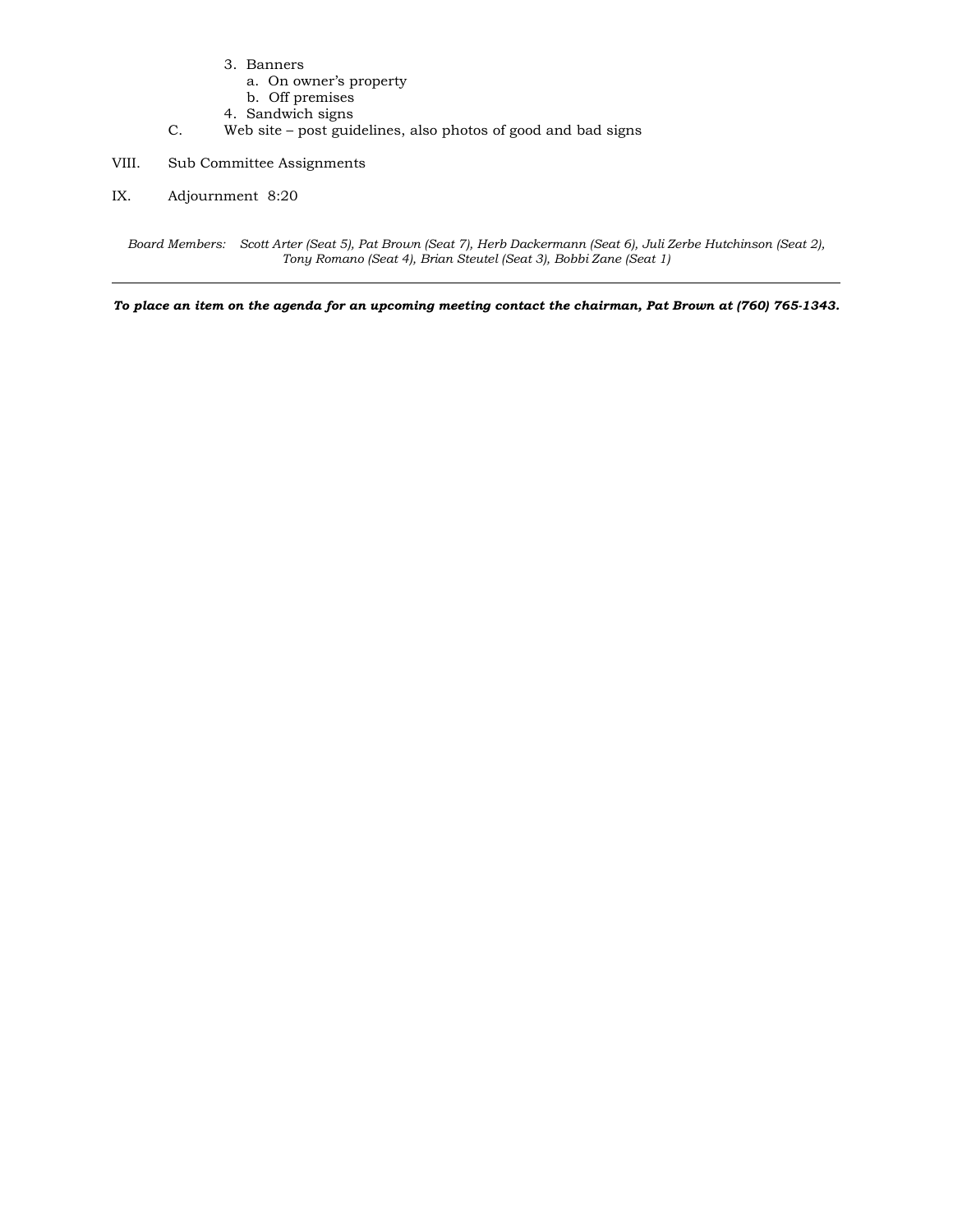3. Banners
   a. On owner's property
   b. Off premises
4. Sandwich signs

C. Web site – post guidelines, also photos of good and bad signs

VIII. Sub Committee Assignments

IX. Adjournment 8:20

*Board Members: Scott Arter (Seat 5), Pat Brown (Seat 7), Herb Dackermann (Seat 6), Juli Zerbe Hutchinson (Seat 2), Tony Romano (Seat 4), Brian Steutel (Seat 3), Bobbi Zane (Seat 1)*

---

***To place an item on the agenda for an upcoming meeting contact the chairman, Pat Brown at (760) 765-1343.***